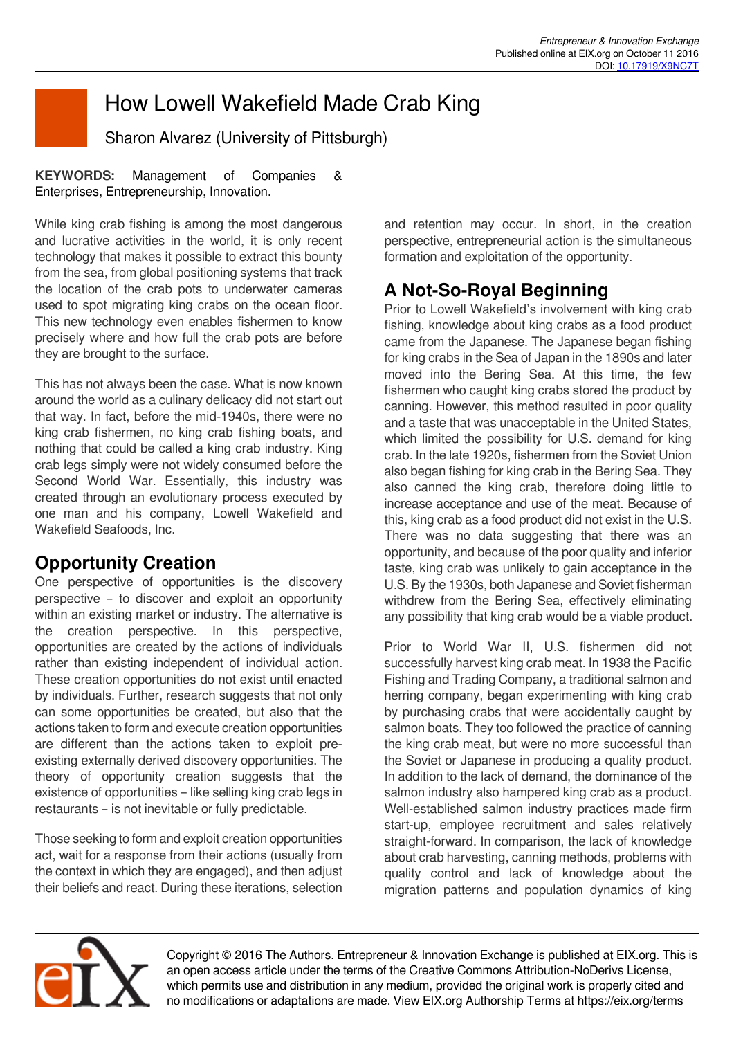# How Lowell Wakefield Made Crab King

Sharon Alvarez (University of Pittsburgh)

**KEYWORDS:** Management of Companies & Enterprises, Entrepreneurship, Innovation.

While king crab fishing is among the most dangerous and lucrative activities in the world, it is only recent technology that makes it possible to extract this bounty from the sea, from global positioning systems that track the location of the crab pots to underwater cameras used to spot migrating king crabs on the ocean floor. This new technology even enables fishermen to know precisely where and how full the crab pots are before they are brought to the surface.

This has not always been the case. What is now known around the world as a culinary delicacy did not start out that way. In fact, before the mid-1940s, there were no king crab fishermen, no king crab fishing boats, and nothing that could be called a king crab industry. King crab legs simply were not widely consumed before the Second World War. Essentially, this industry was created through an evolutionary process executed by one man and his company, Lowell Wakefield and Wakefield Seafoods, Inc.

## Opportunity Creation

One perspective of opportunities is the discovery perspective – to discover and exploit an opportunity within an existing market or industry. The alternative is the creation perspective. In this perspective, opportunities are created by the actions of individuals rather than existing independent of individual action. These creation opportunities do not exist until enacted by individuals. Further, research suggests that not only can some opportunities be created, but also that the actions taken to form and execute creation opportunities are different than the actions taken to exploit pre-existing externally derived discovery opportunities. The theory of opportunity creation suggests that the existence of opportunities – like selling king crab legs in restaurants – is not inevitable or fully predictable.

Those seeking to form and exploit creation opportunities act, wait for a response from their actions (usually from the context in which they are engaged), and then adjust their beliefs and react. During these iterations, selection and retention may occur. In short, in the creation perspective, entrepreneurial action is the simultaneous formation and exploitation of the opportunity.

## A Not-So-Royal Beginning

Prior to Lowell Wakefield's involvement with king crab fishing, knowledge about king crabs as a food product came from the Japanese. The Japanese began fishing for king crabs in the Sea of Japan in the 1890s and later moved into the Bering Sea. At this time, the few fishermen who caught king crabs stored the product by canning. However, this method resulted in poor quality and a taste that was unacceptable in the United States, which limited the possibility for U.S. demand for king crab. In the late 1920s, fishermen from the Soviet Union also began fishing for king crab in the Bering Sea. They also canned the king crab, therefore doing little to increase acceptance and use of the meat. Because of this, king crab as a food product did not exist in the U.S. There was no data suggesting that there was an opportunity, and because of the poor quality and inferior taste, king crab was unlikely to gain acceptance in the U.S. By the 1930s, both Japanese and Soviet fisherman withdrew from the Bering Sea, effectively eliminating any possibility that king crab would be a viable product.

Prior to World War II, U.S. fishermen did not successfully harvest king crab meat. In 1938 the Pacific Fishing and Trading Company, a traditional salmon and herring company, began experimenting with king crab by purchasing crabs that were accidentally caught by salmon boats. They too followed the practice of canning the king crab meat, but were no more successful than the Soviet or Japanese in producing a quality product. In addition to the lack of demand, the dominance of the salmon industry also hampered king crab as a product. Well-established salmon industry practices made firm start-up, employee recruitment and sales relatively straight-forward. In comparison, the lack of knowledge about crab harvesting, canning methods, problems with quality control and lack of knowledge about the migration patterns and population dynamics of king

Copyright © 2016 The Authors. Entrepreneur & Innovation Exchange is published at EIX.org. This is an open access article under the terms of the Creative Commons Attribution-NoDerivs License, which permits use and distribution in any medium, provided the original work is properly cited and no modifications or adaptations are made. View EIX.org Authorship Terms at https://eix.org/terms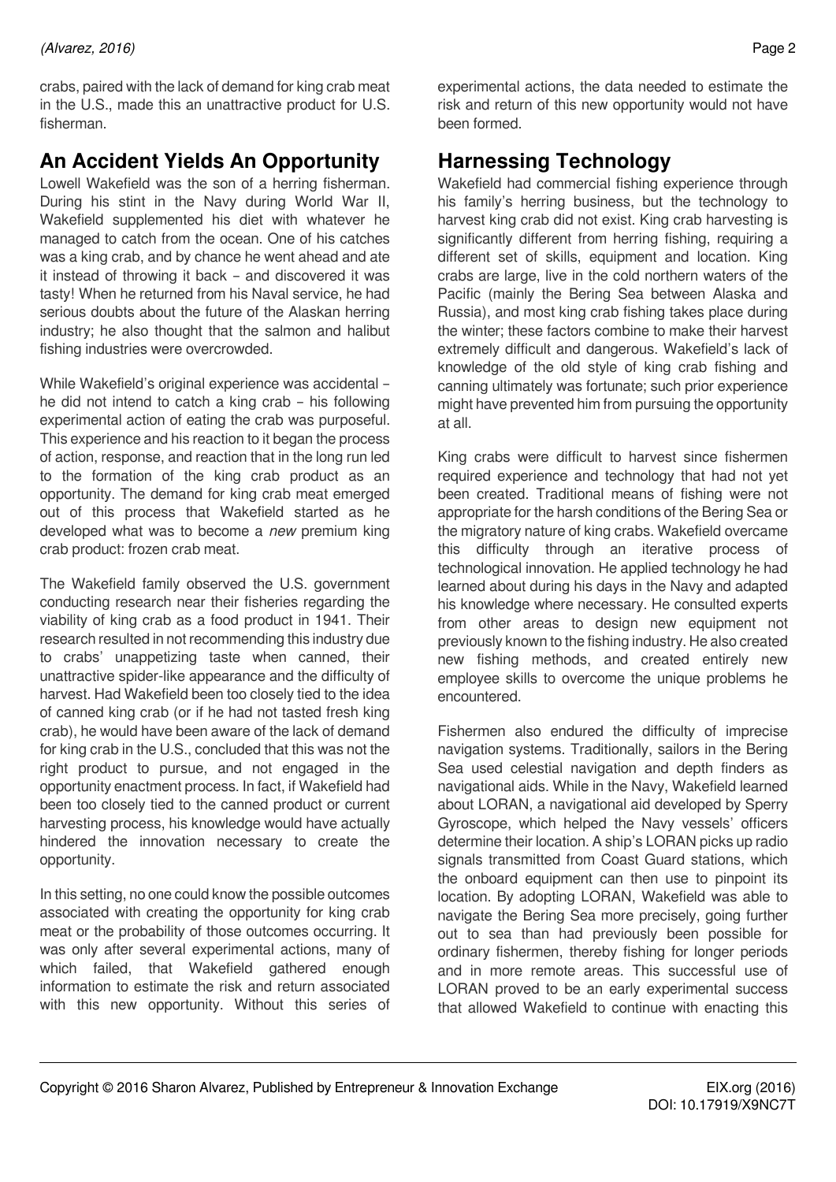crabs, paired with the lack of demand for king crab meat in the U.S., made this an unattractive product for U.S. fisherman.

## An Accident Yields An Opportunity

Lowell Wakefield was the son of a herring fisherman. During his stint in the Navy during World War II, Wakefield supplemented his diet with whatever he managed to catch from the ocean. One of his catches was a king crab, and by chance he went ahead and ate it instead of throwing it back – and discovered it was tasty! When he returned from his Naval service, he had serious doubts about the future of the Alaskan herring industry; he also thought that the salmon and halibut fishing industries were overcrowded.

While Wakefield's original experience was accidental – he did not intend to catch a king crab – his following experimental action of eating the crab was purposeful. This experience and his reaction to it began the process of action, response, and reaction that in the long run led to the formation of the king crab product as an opportunity. The demand for king crab meat emerged out of this process that Wakefield started as he developed what was to become a *new* premium king crab product: frozen crab meat.

The Wakefield family observed the U.S. government conducting research near their fisheries regarding the viability of king crab as a food product in 1941. Their research resulted in not recommending this industry due to crabs' unappetizing taste when canned, their unattractive spider-like appearance and the difficulty of harvest. Had Wakefield been too closely tied to the idea of canned king crab (or if he had not tasted fresh king crab), he would have been aware of the lack of demand for king crab in the U.S., concluded that this was not the right product to pursue, and not engaged in the opportunity enactment process. In fact, if Wakefield had been too closely tied to the canned product or current harvesting process, his knowledge would have actually hindered the innovation necessary to create the opportunity.

In this setting, no one could know the possible outcomes associated with creating the opportunity for king crab meat or the probability of those outcomes occurring. It was only after several experimental actions, many of which failed, that Wakefield gathered enough information to estimate the risk and return associated with this new opportunity. Without this series of experimental actions, the data needed to estimate the risk and return of this new opportunity would not have been formed.

## Harnessing Technology

Wakefield had commercial fishing experience through his family's herring business, but the technology to harvest king crab did not exist. King crab harvesting is significantly different from herring fishing, requiring a different set of skills, equipment and location. King crabs are large, live in the cold northern waters of the Pacific (mainly the Bering Sea between Alaska and Russia), and most king crab fishing takes place during the winter; these factors combine to make their harvest extremely difficult and dangerous. Wakefield's lack of knowledge of the old style of king crab fishing and canning ultimately was fortunate; such prior experience might have prevented him from pursuing the opportunity at all.

King crabs were difficult to harvest since fishermen required experience and technology that had not yet been created. Traditional means of fishing were not appropriate for the harsh conditions of the Bering Sea or the migratory nature of king crabs. Wakefield overcame this difficulty through an iterative process of technological innovation. He applied technology he had learned about during his days in the Navy and adapted his knowledge where necessary. He consulted experts from other areas to design new equipment not previously known to the fishing industry. He also created new fishing methods, and created entirely new employee skills to overcome the unique problems he encountered.

Fishermen also endured the difficulty of imprecise navigation systems. Traditionally, sailors in the Bering Sea used celestial navigation and depth finders as navigational aids. While in the Navy, Wakefield learned about LORAN, a navigational aid developed by Sperry Gyroscope, which helped the Navy vessels' officers determine their location. A ship's LORAN picks up radio signals transmitted from Coast Guard stations, which the onboard equipment can then use to pinpoint its location. By adopting LORAN, Wakefield was able to navigate the Bering Sea more precisely, going further out to sea than had previously been possible for ordinary fishermen, thereby fishing for longer periods and in more remote areas. This successful use of LORAN proved to be an early experimental success that allowed Wakefield to continue with enacting this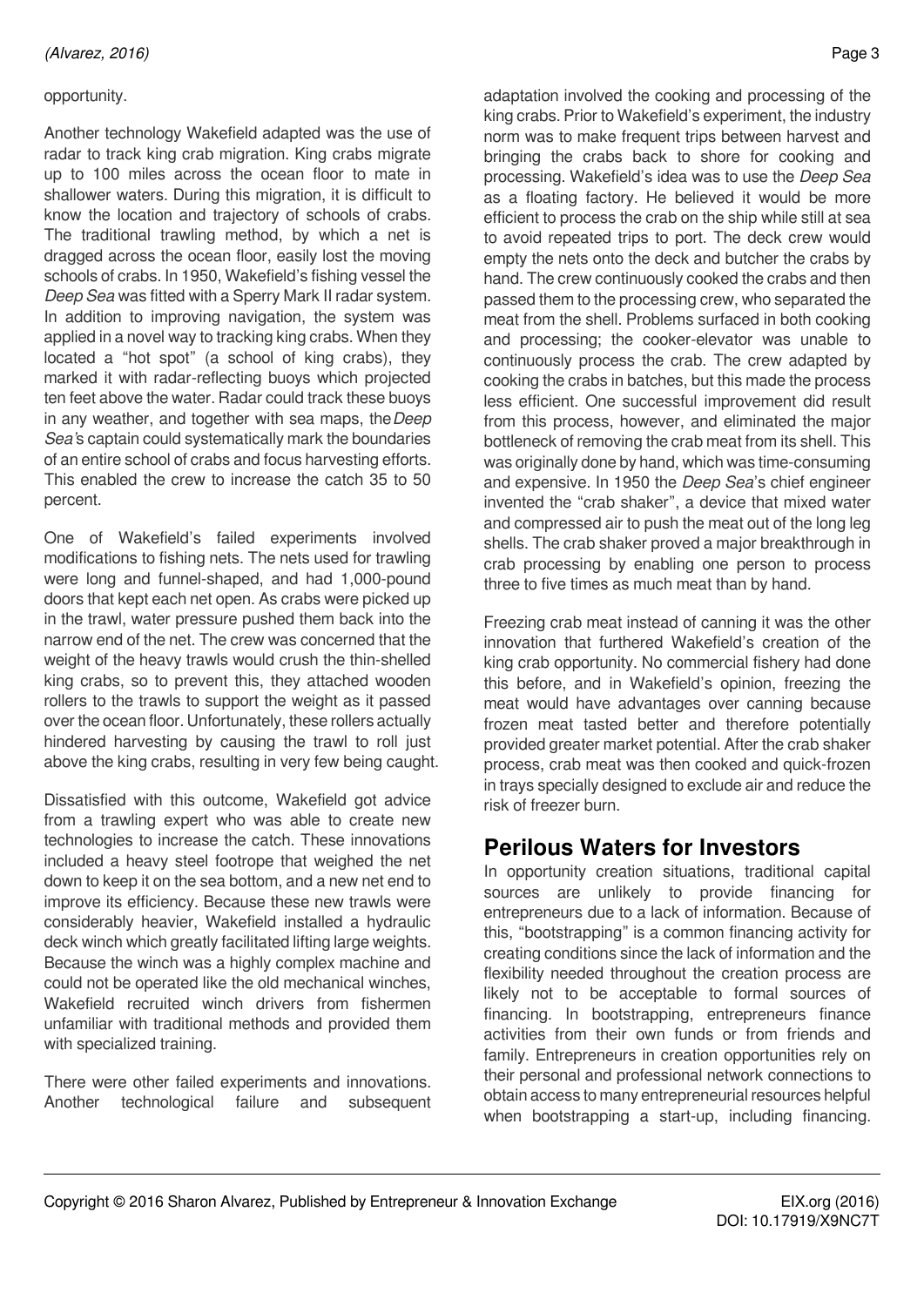opportunity.

Another technology Wakefield adapted was the use of radar to track king crab migration. King crabs migrate up to 100 miles across the ocean floor to mate in shallower waters. During this migration, it is difficult to know the location and trajectory of schools of crabs. The traditional trawling method, by which a net is dragged across the ocean floor, easily lost the moving schools of crabs. In 1950, Wakefield's fishing vessel the *Deep Sea* was fitted with a Sperry Mark II radar system. In addition to improving navigation, the system was applied in a novel way to tracking king crabs. When they located a "hot spot" (a school of king crabs), they marked it with radar-reflecting buoys which projected ten feet above the water. Radar could track these buoys in any weather, and together with sea maps, the *Deep Sea*'s captain could systematically mark the boundaries of an entire school of crabs and focus harvesting efforts. This enabled the crew to increase the catch 35 to 50 percent.

One of Wakefield's failed experiments involved modifications to fishing nets. The nets used for trawling were long and funnel-shaped, and had 1,000-pound doors that kept each net open. As crabs were picked up in the trawl, water pressure pushed them back into the narrow end of the net. The crew was concerned that the weight of the heavy trawls would crush the thin-shelled king crabs, so to prevent this, they attached wooden rollers to the trawls to support the weight as it passed over the ocean floor. Unfortunately, these rollers actually hindered harvesting by causing the trawl to roll just above the king crabs, resulting in very few being caught.

Dissatisfied with this outcome, Wakefield got advice from a trawling expert who was able to create new technologies to increase the catch. These innovations included a heavy steel footrope that weighed the net down to keep it on the sea bottom, and a new net end to improve its efficiency. Because these new trawls were considerably heavier, Wakefield installed a hydraulic deck winch which greatly facilitated lifting large weights. Because the winch was a highly complex machine and could not be operated like the old mechanical winches, Wakefield recruited winch drivers from fishermen unfamiliar with traditional methods and provided them with specialized training.

There were other failed experiments and innovations. Another technological failure and subsequent adaptation involved the cooking and processing of the king crabs. Prior to Wakefield's experiment, the industry norm was to make frequent trips between harvest and bringing the crabs back to shore for cooking and processing. Wakefield's idea was to use the *Deep Sea* as a floating factory. He believed it would be more efficient to process the crab on the ship while still at sea to avoid repeated trips to port. The deck crew would empty the nets onto the deck and butcher the crabs by hand. The crew continuously cooked the crabs and then passed them to the processing crew, who separated the meat from the shell. Problems surfaced in both cooking and processing; the cooker-elevator was unable to continuously process the crab. The crew adapted by cooking the crabs in batches, but this made the process less efficient. One successful improvement did result from this process, however, and eliminated the major bottleneck of removing the crab meat from its shell. This was originally done by hand, which was time-consuming and expensive. In 1950 the *Deep Sea*'s chief engineer invented the "crab shaker", a device that mixed water and compressed air to push the meat out of the long leg shells. The crab shaker proved a major breakthrough in crab processing by enabling one person to process three to five times as much meat than by hand.

Freezing crab meat instead of canning it was the other innovation that furthered Wakefield's creation of the king crab opportunity. No commercial fishery had done this before, and in Wakefield's opinion, freezing the meat would have advantages over canning because frozen meat tasted better and therefore potentially provided greater market potential. After the crab shaker process, crab meat was then cooked and quick-frozen in trays specially designed to exclude air and reduce the risk of freezer burn.

## Perilous Waters for Investors

In opportunity creation situations, traditional capital sources are unlikely to provide financing for entrepreneurs due to a lack of information. Because of this, "bootstrapping" is a common financing activity for creating conditions since the lack of information and the flexibility needed throughout the creation process are likely not to be acceptable to formal sources of financing. In bootstrapping, entrepreneurs finance activities from their own funds or from friends and family. Entrepreneurs in creation opportunities rely on their personal and professional network connections to obtain access to many entrepreneurial resources helpful when bootstrapping a start-up, including financing.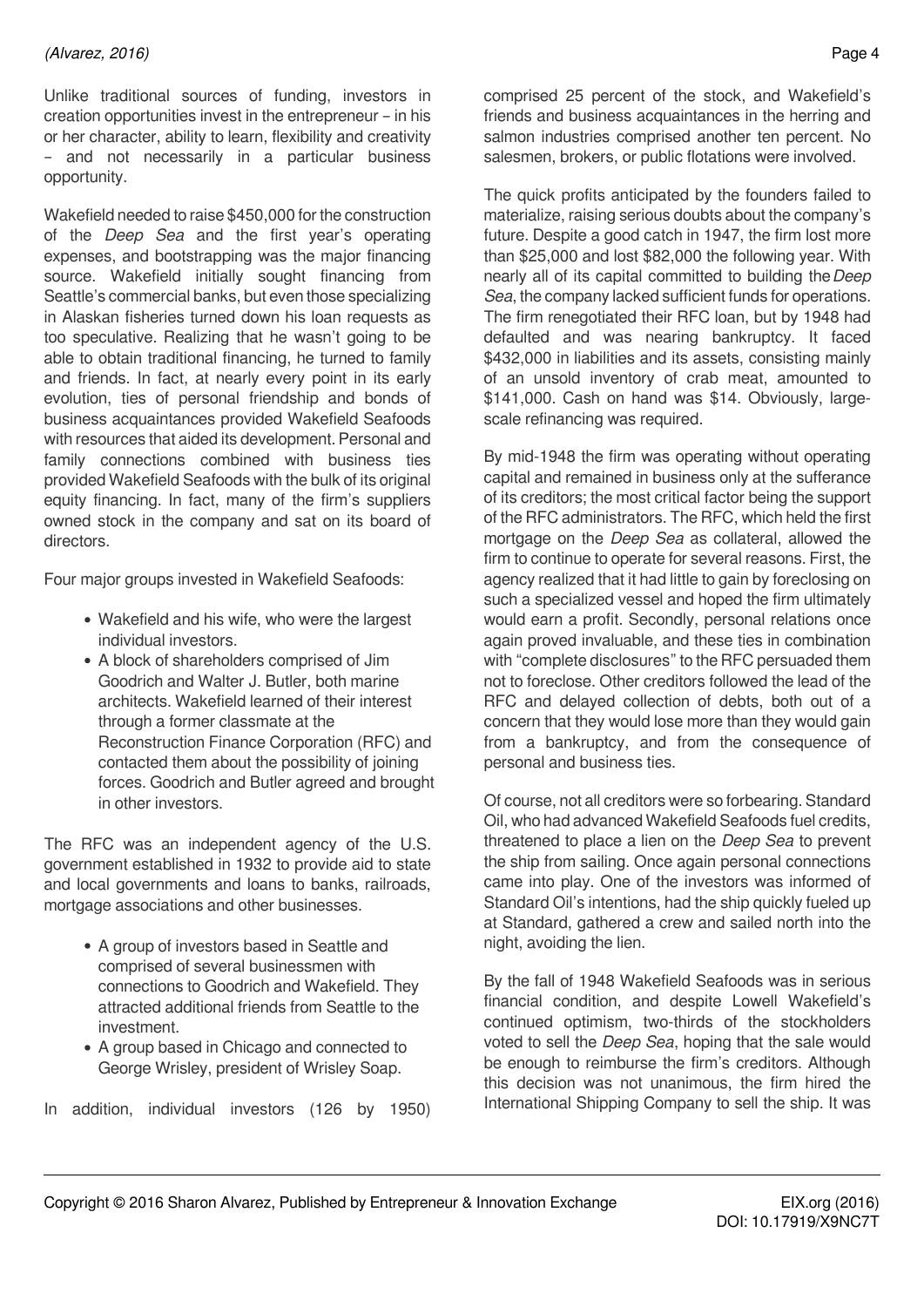Unlike traditional sources of funding, investors in creation opportunities invest in the entrepreneur – in his or her character, ability to learn, flexibility and creativity – and not necessarily in a particular business opportunity.

Wakefield needed to raise $450,000 for the construction of the *Deep Sea* and the first year's operating expenses, and bootstrapping was the major financing source. Wakefield initially sought financing from Seattle's commercial banks, but even those specializing in Alaskan fisheries turned down his loan requests as too speculative. Realizing that he wasn't going to be able to obtain traditional financing, he turned to family and friends. In fact, at nearly every point in its early evolution, ties of personal friendship and bonds of business acquaintances provided Wakefield Seafoods with resources that aided its development. Personal and family connections combined with business ties provided Wakefield Seafoods with the bulk of its original equity financing. In fact, many of the firm's suppliers owned stock in the company and sat on its board of directors.

Four major groups invested in Wakefield Seafoods:

- Wakefield and his wife, who were the largest individual investors.
- A block of shareholders comprised of Jim Goodrich and Walter J. Butler, both marine architects. Wakefield learned of their interest through a former classmate at the Reconstruction Finance Corporation (RFC) and contacted them about the possibility of joining forces. Goodrich and Butler agreed and brought in other investors.

The RFC was an independent agency of the U.S. government established in 1932 to provide aid to state and local governments and loans to banks, railroads, mortgage associations and other businesses.

- A group of investors based in Seattle and comprised of several businessmen with connections to Goodrich and Wakefield. They attracted additional friends from Seattle to the investment.
- A group based in Chicago and connected to George Wrisley, president of Wrisley Soap.

In addition, individual investors (126 by 1950) comprised 25 percent of the stock, and Wakefield's friends and business acquaintances in the herring and salmon industries comprised another ten percent. No salesmen, brokers, or public flotations were involved.

The quick profits anticipated by the founders failed to materialize, raising serious doubts about the company's future. Despite a good catch in 1947, the firm lost more than $25,000 and lost $82,000 the following year. With nearly all of its capital committed to building the *Deep Sea*, the company lacked sufficient funds for operations. The firm renegotiated their RFC loan, but by 1948 had defaulted and was nearing bankruptcy. It faced $432,000 in liabilities and its assets, consisting mainly of an unsold inventory of crab meat, amounted to $141,000. Cash on hand was $14. Obviously, large-scale refinancing was required.

By mid-1948 the firm was operating without operating capital and remained in business only at the sufferance of its creditors; the most critical factor being the support of the RFC administrators. The RFC, which held the first mortgage on the *Deep Sea* as collateral, allowed the firm to continue to operate for several reasons. First, the agency realized that it had little to gain by foreclosing on such a specialized vessel and hoped the firm ultimately would earn a profit. Secondly, personal relations once again proved invaluable, and these ties in combination with "complete disclosures" to the RFC persuaded them not to foreclose. Other creditors followed the lead of the RFC and delayed collection of debts, both out of a concern that they would lose more than they would gain from a bankruptcy, and from the consequence of personal and business ties.

Of course, not all creditors were so forbearing. Standard Oil, who had advanced Wakefield Seafoods fuel credits, threatened to place a lien on the *Deep Sea* to prevent the ship from sailing. Once again personal connections came into play. One of the investors was informed of Standard Oil's intentions, had the ship quickly fueled up at Standard, gathered a crew and sailed north into the night, avoiding the lien.

By the fall of 1948 Wakefield Seafoods was in serious financial condition, and despite Lowell Wakefield's continued optimism, two-thirds of the stockholders voted to sell the *Deep Sea*, hoping that the sale would be enough to reimburse the firm's creditors. Although this decision was not unanimous, the firm hired the International Shipping Company to sell the ship. It was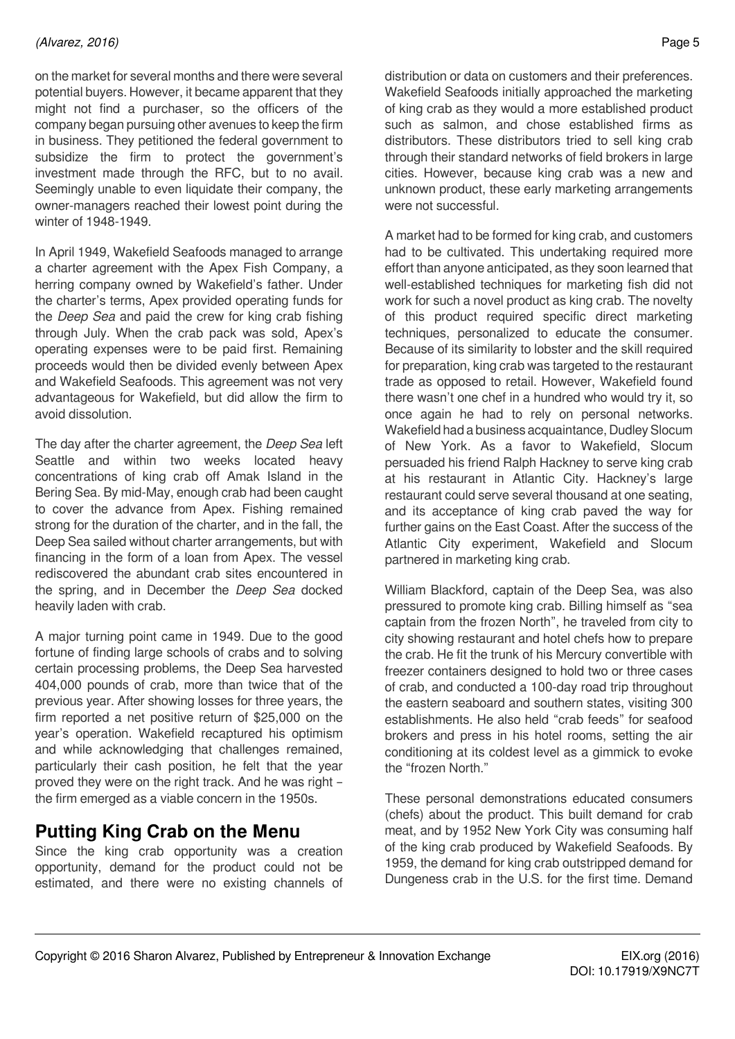on the market for several months and there were several potential buyers. However, it became apparent that they might not find a purchaser, so the officers of the company began pursuing other avenues to keep the firm in business. They petitioned the federal government to subsidize the firm to protect the government's investment made through the RFC, but to no avail. Seemingly unable to even liquidate their company, the owner-managers reached their lowest point during the winter of 1948-1949.

In April 1949, Wakefield Seafoods managed to arrange a charter agreement with the Apex Fish Company, a herring company owned by Wakefield's father. Under the charter's terms, Apex provided operating funds for the *Deep Sea* and paid the crew for king crab fishing through July. When the crab pack was sold, Apex's operating expenses were to be paid first. Remaining proceeds would then be divided evenly between Apex and Wakefield Seafoods. This agreement was not very advantageous for Wakefield, but did allow the firm to avoid dissolution.

The day after the charter agreement, the *Deep Sea* left Seattle and within two weeks located heavy concentrations of king crab off Amak Island in the Bering Sea. By mid-May, enough crab had been caught to cover the advance from Apex. Fishing remained strong for the duration of the charter, and in the fall, the Deep Sea sailed without charter arrangements, but with financing in the form of a loan from Apex. The vessel rediscovered the abundant crab sites encountered in the spring, and in December the *Deep Sea* docked heavily laden with crab.

A major turning point came in 1949. Due to the good fortune of finding large schools of crabs and to solving certain processing problems, the Deep Sea harvested 404,000 pounds of crab, more than twice that of the previous year. After showing losses for three years, the firm reported a net positive return of $25,000 on the year's operation. Wakefield recaptured his optimism and while acknowledging that challenges remained, particularly their cash position, he felt that the year proved they were on the right track. And he was right – the firm emerged as a viable concern in the 1950s.

## Putting King Crab on the Menu

Since the king crab opportunity was a creation opportunity, demand for the product could not be estimated, and there were no existing channels of distribution or data on customers and their preferences. Wakefield Seafoods initially approached the marketing of king crab as they would a more established product such as salmon, and chose established firms as distributors. These distributors tried to sell king crab through their standard networks of field brokers in large cities. However, because king crab was a new and unknown product, these early marketing arrangements were not successful.

A market had to be formed for king crab, and customers had to be cultivated. This undertaking required more effort than anyone anticipated, as they soon learned that well-established techniques for marketing fish did not work for such a novel product as king crab. The novelty of this product required specific direct marketing techniques, personalized to educate the consumer. Because of its similarity to lobster and the skill required for preparation, king crab was targeted to the restaurant trade as opposed to retail. However, Wakefield found there wasn't one chef in a hundred who would try it, so once again he had to rely on personal networks. Wakefield had a business acquaintance, Dudley Slocum of New York. As a favor to Wakefield, Slocum persuaded his friend Ralph Hackney to serve king crab at his restaurant in Atlantic City. Hackney's large restaurant could serve several thousand at one seating, and its acceptance of king crab paved the way for further gains on the East Coast. After the success of the Atlantic City experiment, Wakefield and Slocum partnered in marketing king crab.

William Blackford, captain of the Deep Sea, was also pressured to promote king crab. Billing himself as "sea captain from the frozen North", he traveled from city to city showing restaurant and hotel chefs how to prepare the crab. He fit the trunk of his Mercury convertible with freezer containers designed to hold two or three cases of crab, and conducted a 100-day road trip throughout the eastern seaboard and southern states, visiting 300 establishments. He also held "crab feeds" for seafood brokers and press in his hotel rooms, setting the air conditioning at its coldest level as a gimmick to evoke the "frozen North."

These personal demonstrations educated consumers (chefs) about the product. This built demand for crab meat, and by 1952 New York City was consuming half of the king crab produced by Wakefield Seafoods. By 1959, the demand for king crab outstripped demand for Dungeness crab in the U.S. for the first time. Demand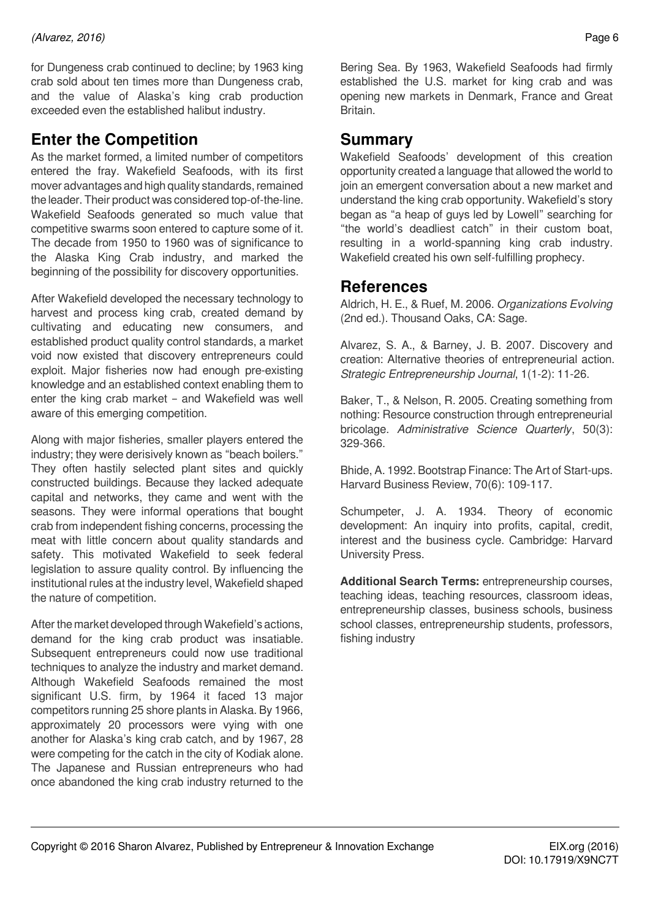for Dungeness crab continued to decline; by 1963 king crab sold about ten times more than Dungeness crab, and the value of Alaska's king crab production exceeded even the established halibut industry.

## Enter the Competition

As the market formed, a limited number of competitors entered the fray. Wakefield Seafoods, with its first mover advantages and high quality standards, remained the leader. Their product was considered top-of-the-line. Wakefield Seafoods generated so much value that competitive swarms soon entered to capture some of it. The decade from 1950 to 1960 was of significance to the Alaska King Crab industry, and marked the beginning of the possibility for discovery opportunities.

After Wakefield developed the necessary technology to harvest and process king crab, created demand by cultivating and educating new consumers, and established product quality control standards, a market void now existed that discovery entrepreneurs could exploit. Major fisheries now had enough pre-existing knowledge and an established context enabling them to enter the king crab market – and Wakefield was well aware of this emerging competition.

Along with major fisheries, smaller players entered the industry; they were derisively known as "beach boilers." They often hastily selected plant sites and quickly constructed buildings. Because they lacked adequate capital and networks, they came and went with the seasons. They were informal operations that bought crab from independent fishing concerns, processing the meat with little concern about quality standards and safety. This motivated Wakefield to seek federal legislation to assure quality control. By influencing the institutional rules at the industry level, Wakefield shaped the nature of competition.

After the market developed through Wakefield's actions, demand for the king crab product was insatiable. Subsequent entrepreneurs could now use traditional techniques to analyze the industry and market demand. Although Wakefield Seafoods remained the most significant U.S. firm, by 1964 it faced 13 major competitors running 25 shore plants in Alaska. By 1966, approximately 20 processors were vying with one another for Alaska's king crab catch, and by 1967, 28 were competing for the catch in the city of Kodiak alone. The Japanese and Russian entrepreneurs who had once abandoned the king crab industry returned to the Bering Sea. By 1963, Wakefield Seafoods had firmly established the U.S. market for king crab and was opening new markets in Denmark, France and Great Britain.

## Summary

Wakefield Seafoods' development of this creation opportunity created a language that allowed the world to join an emergent conversation about a new market and understand the king crab opportunity. Wakefield's story began as "a heap of guys led by Lowell" searching for "the world's deadliest catch" in their custom boat, resulting in a world-spanning king crab industry. Wakefield created his own self-fulfilling prophecy.

## References

Aldrich, H. E., & Ruef, M. 2006. *Organizations Evolving* (2nd ed.). Thousand Oaks, CA: Sage.

Alvarez, S. A., & Barney, J. B. 2007. Discovery and creation: Alternative theories of entrepreneurial action. *Strategic Entrepreneurship Journal*, 1(1-2): 11-26.

Baker, T., & Nelson, R. 2005. Creating something from nothing: Resource construction through entrepreneurial bricolage. *Administrative Science Quarterly*, 50(3): 329-366.

Bhide, A. 1992. Bootstrap Finance: The Art of Start-ups. Harvard Business Review, 70(6): 109-117.

Schumpeter, J. A. 1934. Theory of economic development: An inquiry into profits, capital, credit, interest and the business cycle. Cambridge: Harvard University Press.

**Additional Search Terms:** entrepreneurship courses, teaching ideas, teaching resources, classroom ideas, entrepreneurship classes, business schools, business school classes, entrepreneurship students, professors, fishing industry